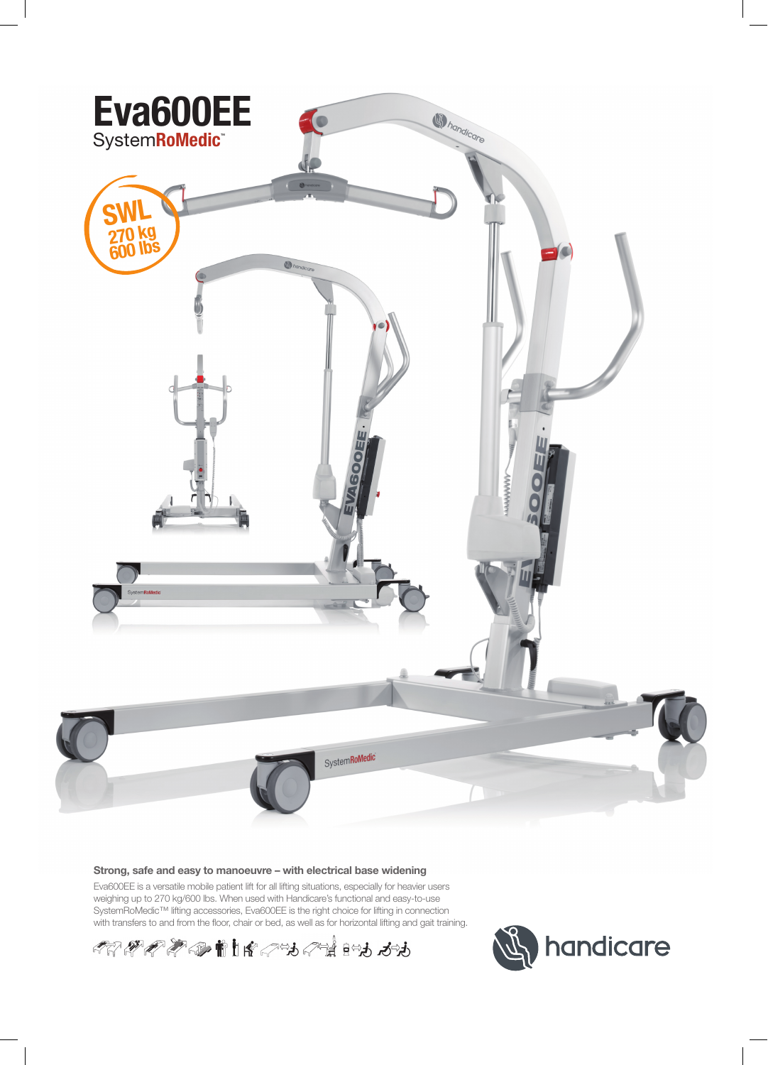# Eva600EE

SystemRoMedic™

SWL
270 kg
600 lbs

### Strong, safe and easy to manoeuvre – with electrical base widening

Eva600EE is a versatile mobile patient lift for all lifting situations, especially for heavier users weighing up to 270 kg/600 lbs. When used with Handicare's functional and easy-to-use SystemRoMedic™ lifting accessories, Eva600EE is the right choice for lifting in connection with transfers to and from the floor, chair or bed, as well as for horizontal lifting and gait training.

handicare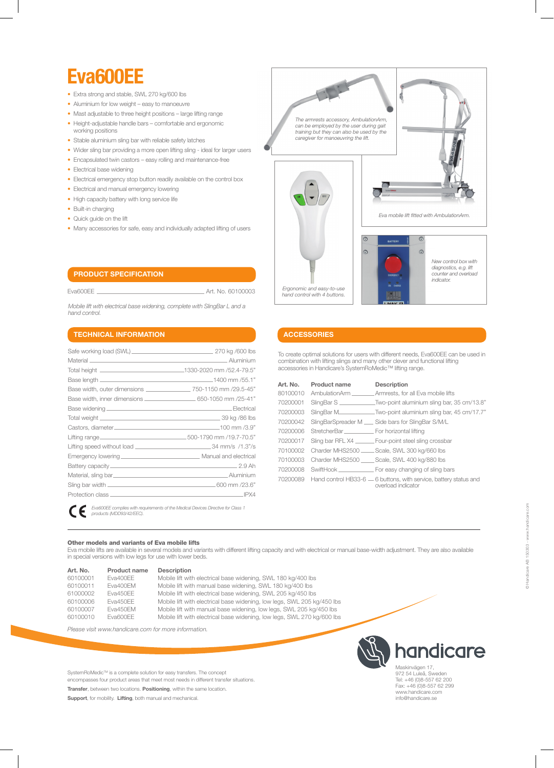# Eva600EE

- Extra strong and stable, SWL 270 kg/600 lbs
- Aluminium for low weight – easy to manoeuvre
- Mast adjustable to three height positions – large lifting range
- Height-adjustable handle bars – comfortable and ergonomic working positions
- Stable aluminium sling bar with reliable safety latches
- Wider sling bar providing a more open lifting sling - ideal for larger users
- Encapsulated twin castors – easy rolling and maintenance-free
- Electrical base widening
- Electrical emergency stop button readily available on the control box
- Electrical and manual emergency lowering
- High capacity battery with long service life
- Built-in charging
- Quick guide on the lift
- Many accessories for safe, easy and individually adapted lifting of users

*The armrests accessory, AmbulationArm, can be employed by the user during gait training but they can also be used by the caregiver for manoeuvring the lift.*

*Eva mobile lift fitted with AmbulationArm.*

*Ergonomic and easy-to-use hand control with 4 buttons.*

*New control box with diagnostics, e.g. lift counter and overload indicator.*

## PRODUCT SPECIFICATION

Eva600EE ______ Art. No. 60100003

*Mobile lift with electrical base widening, complete with SlingBar L and a hand control.*

## TECHNICAL INFORMATION

| | |
|---|---|
| Safe working load (SWL) | 270 kg /600 lbs |
| Material | Aluminium |
| Total height | 1330-2020 mm /52.4-79.5" |
| Base length | 1400 mm /55.1" |
| Base width, outer dimensions | 750-1150 mm /29.5-45" |
| Base width, inner dimensions | 650-1050 mm /25-41" |
| Base widening | Electrical |
| Total weight | 39 kg /86 lbs |
| Castors, diameter | 100 mm /3.9" |
| Lifting range | 500-1790 mm /19.7-70.5" |
| Lifting speed without load | 34 mm/s /1.3"/s |
| Emergency lowering | Manual and electrical |
| Battery capacity | 2.9 Ah |
| Material, sling bar | Aluminium |
| Sling bar width | 600 mm /23.6" |
| Protection class | IPX4 |

*Eva600EE complies with requirements of the Medical Devices Directive for Class 1 products (MDD93/42/EEC).*

## ACCESSORIES

To create optimal solutions for users with different needs, Eva600EE can be used in combination with lifting slings and many other clever and functional lifting accessories in Handicare's SystemRoMedic™ lifting range.

| Art. No. | Product name | Description |
|---|---|---|
| 80100010 | AmbulationArm | Armrests, for all Eva mobile lifts |
| 70200001 | SlingBar S | Two-point aluminium sling bar, 35 cm/13.8" |
| 70200003 | SlingBar M | Two-point aluminium sling bar, 45 cm/17.7" |
| 70200042 | SlingBarSpreader M | Side bars for SlingBar S/M/L |
| 70200006 | StretcherBar | For horizontal lifting |
| 70200017 | Sling bar RFL X4 | Four-point steel sling crossbar |
| 70100002 | Charder MHS2500 | Scale, SWL 300 kg/660 lbs |
| 70100003 | Charder MHS2500 | Scale, SWL 400 kg/880 lbs |
| 70200008 | SwiftHook | For easy changing of sling bars |
| 70200089 | Hand control HB33-6 | 6 buttons, with service, battery status and overload indicator |

### Other models and variants of Eva mobile lifts

Eva mobile lifts are available in several models and variants with different lifting capacity and with electrical or manual base-width adjustment. They are also available in special versions with low legs for use with lower beds.

| Art. No. | Product name | Description |
|---|---|---|
| 60100001 | Eva400EE | Mobile lift with electrical base widening, SWL 180 kg/400 lbs |
| 60100011 | Eva400EM | Mobile lift with manual base widening, SWL 180 kg/400 lbs |
| 61000002 | Eva450EE | Mobile lift with electrical base widening, SWL 205 kg/450 lbs |
| 60100006 | Eva450EE | Mobile lift with electrical base widening, low legs, SWL 205 kg/450 lbs |
| 60100007 | Eva450EM | Mobile lift with manual base widening, low legs, SWL 205 kg/450 lbs |
| 60100010 | Eva600EE | Mobile lift with electrical base widening, low legs, SWL 270 kg/600 lbs |

*Please visit www.handicare.com for more information.*

SystemRoMedic™ is a complete solution for easy transfers. The concept encompasses four product areas that meet most needs in different transfer situations.

**Transfer**, between two locations. **Positioning**, within the same location.

**Support**, for mobility. **Lifting**, both manual and mechanical.

handicare

Maskinvägen 17,
972 54 Luleå, Sweden
Tel: +46 (0)8-557 62 200
Fax: +46 (0)8-557 62 299
www.handicare.com
info@handicare.se

© Handicare AB 150303 - www.handicare.com